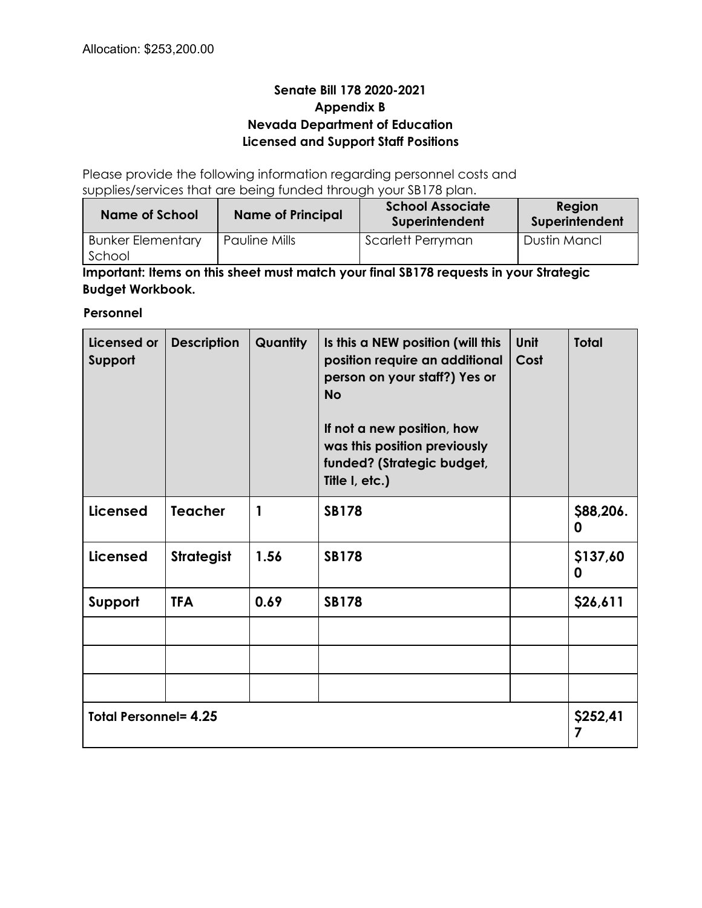Allocation: $253,200.00

**Senate Bill 178 2020-2021**
**Appendix B**
**Nevada Department of Education**
**Licensed and Support Staff Positions**

Please provide the following information regarding personnel costs and supplies/services that are being funded through your SB178 plan.

| Name of School | Name of Principal | School Associate Superintendent | Region Superintendent |
|---|---|---|---|
| Bunker Elementary School | Pauline Mills | Scarlett Perryman | Dustin Mancl |

**Important: Items on this sheet must match your final SB178 requests in your Strategic Budget Workbook.**

**Personnel**

| Licensed or Support | Description | Quantity | Is this a NEW position (will this position require an additional person on your staff?) Yes or No<br><br>If not a new position, how was this position previously funded? (Strategic budget, Title I, etc.) | Unit Cost | Total |
|---|---|---|---|---|---|
| Licensed | Teacher | 1 | SB178 | | $88,206.0 |
| Licensed | Strategist | 1.56 | SB178 | | $137,600 |
| Support | TFA | 0.69 | SB178 | | $26,611 |
| | | | | | |
| | | | | | |
| | | | | | |
| **Total Personnel= 4.25** | | | | | **$252,417** |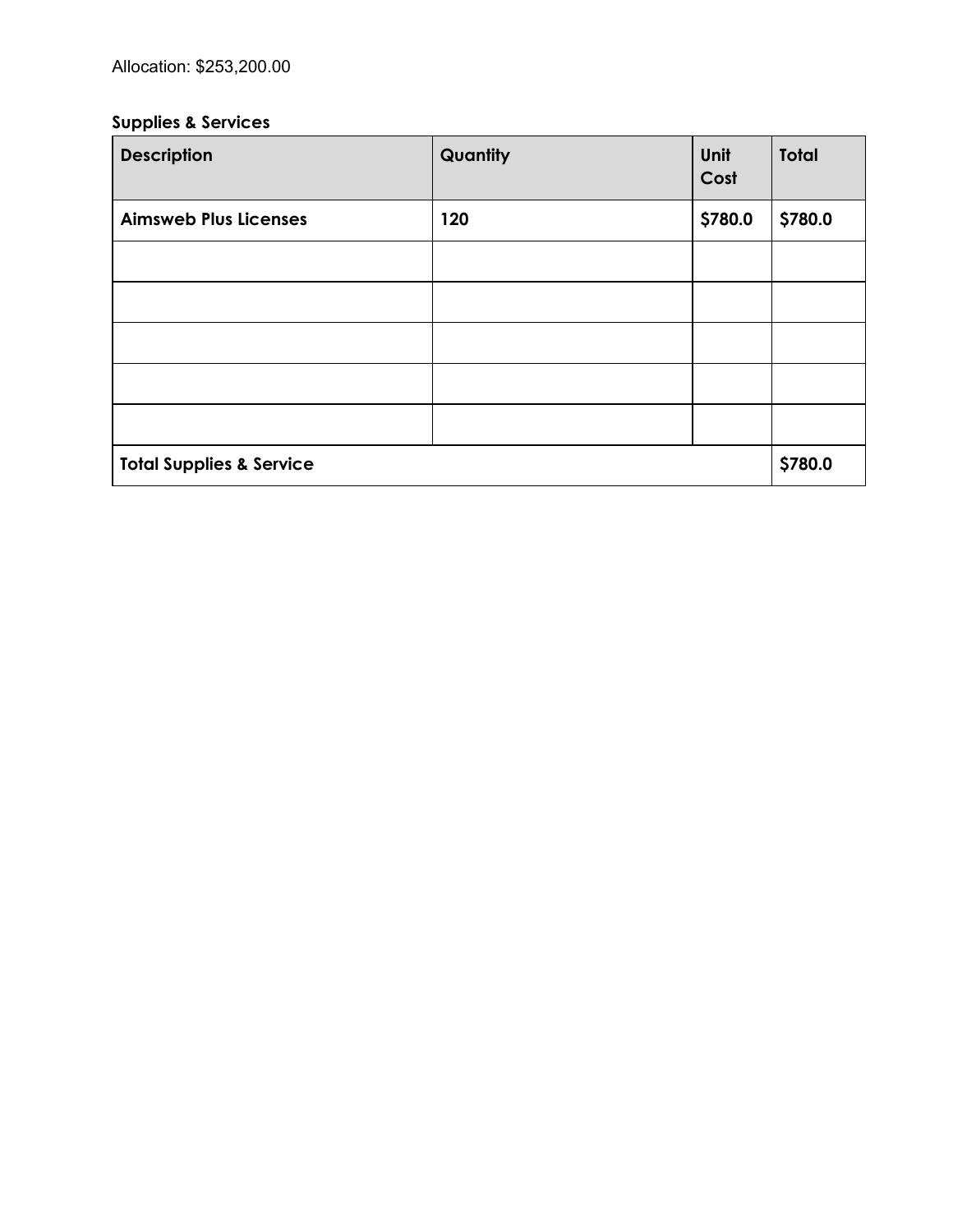Allocation: $253,200.00

**Supplies & Services**

| Description | Quantity | Unit Cost | Total |
|---|---|---|---|
| **Aimsweb Plus Licenses** | **120** | **$780.0** | **$780.0** |
| | | | |
| | | | |
| | | | |
| | | | |
| | | | |
| **Total Supplies & Service** | | | **$780.0** |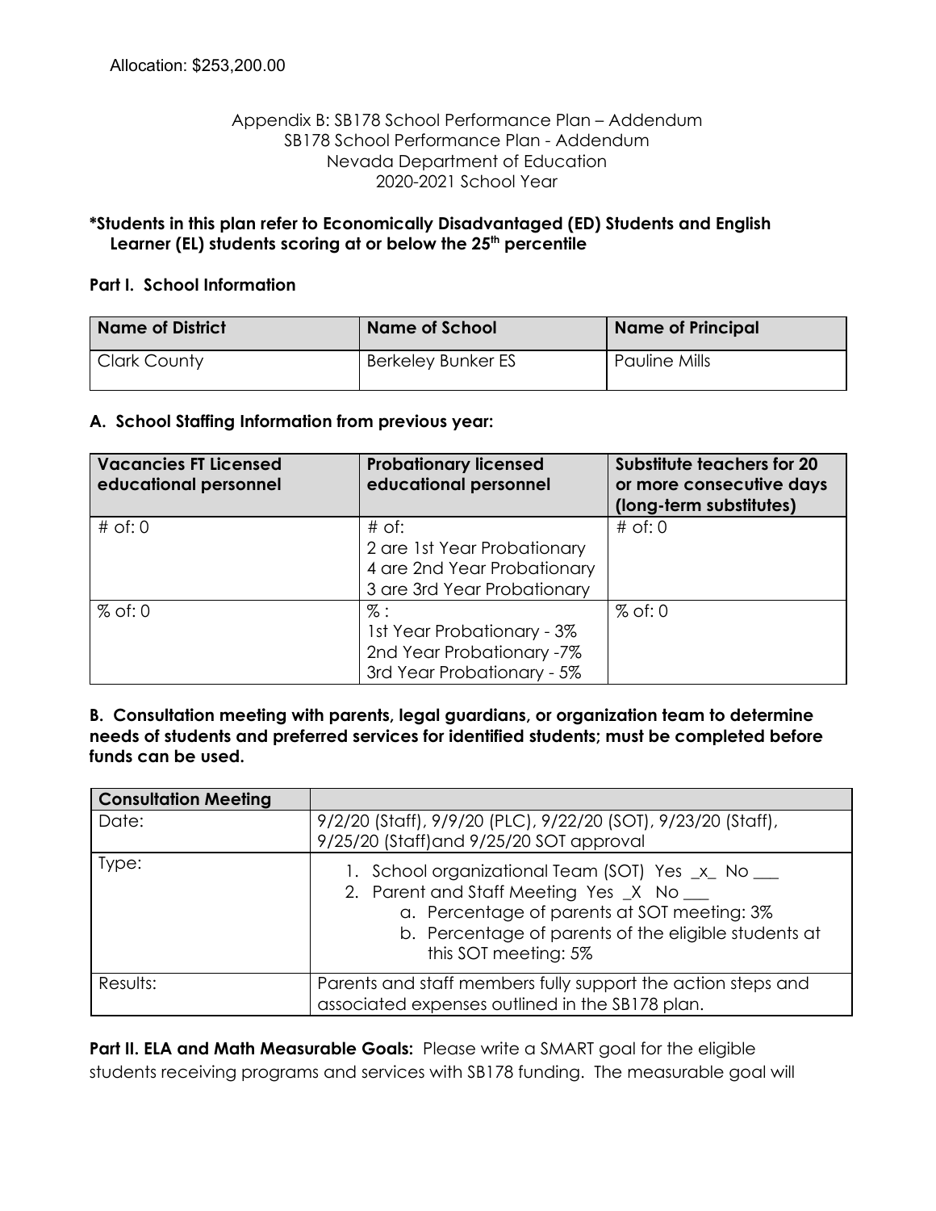Allocation: $253,200.00

Appendix B: SB178 School Performance Plan – Addendum
SB178 School Performance Plan - Addendum
Nevada Department of Education
2020-2021 School Year

**\*Students in this plan refer to Economically Disadvantaged (ED) Students and English Learner (EL) students scoring at or below the 25th percentile**

## Part I. School Information

| Name of District | Name of School | Name of Principal |
| --- | --- | --- |
| Clark County | Berkeley Bunker ES | Pauline Mills |

### A. School Staffing Information from previous year:

| Vacancies FT Licensed educational personnel | Probationary licensed educational personnel | Substitute teachers for 20 or more consecutive days (long-term substitutes) |
| --- | --- | --- |
| # of: 0 | # of:<br>2 are 1st Year Probationary<br>4 are 2nd Year Probationary<br>3 are 3rd Year Probationary | # of: 0 |
| % of: 0 | % :<br>1st Year Probationary - 3%<br>2nd Year Probationary -7%<br>3rd Year Probationary - 5% | % of: 0 |

### B. Consultation meeting with parents, legal guardians, or organization team to determine needs of students and preferred services for identified students; must be completed before funds can be used.

| Consultation Meeting | |
| --- | --- |
| Date: | 9/2/20 (Staff), 9/9/20 (PLC), 9/22/20 (SOT), 9/23/20 (Staff), 9/25/20 (Staff)and 9/25/20 SOT approval |
| Type: | 1. School organizational Team (SOT) Yes _x_ No ___<br>2. Parent and Staff Meeting Yes _X No ___<br>a. Percentage of parents at SOT meeting: 3%<br>b. Percentage of parents of the eligible students at this SOT meeting: 5% |
| Results: | Parents and staff members fully support the action steps and associated expenses outlined in the SB178 plan. |

**Part II. ELA and Math Measurable Goals:** Please write a SMART goal for the eligible students receiving programs and services with SB178 funding. The measurable goal will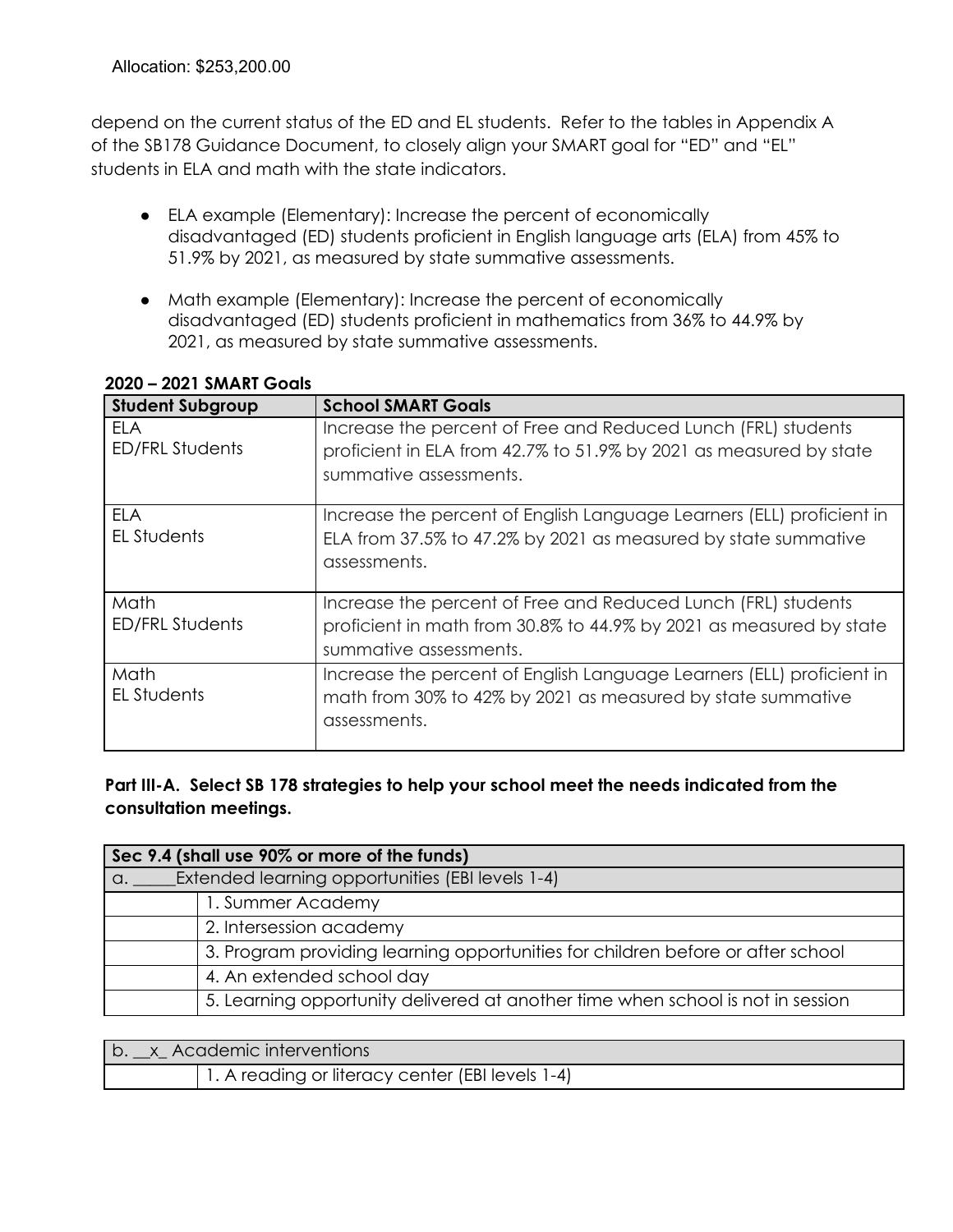Allocation: $253,200.00

depend on the current status of the ED and EL students. Refer to the tables in Appendix A of the SB178 Guidance Document, to closely align your SMART goal for "ED" and "EL" students in ELA and math with the state indicators.

- ELA example (Elementary): Increase the percent of economically disadvantaged (ED) students proficient in English language arts (ELA) from 45% to 51.9% by 2021, as measured by state summative assessments.
- Math example (Elementary): Increase the percent of economically disadvantaged (ED) students proficient in mathematics from 36% to 44.9% by 2021, as measured by state summative assessments.

**2020 – 2021 SMART Goals**

| Student Subgroup | School SMART Goals |
|---|---|
| ELA ED/FRL Students | Increase the percent of Free and Reduced Lunch (FRL) students proficient in ELA from 42.7% to 51.9% by 2021 as measured by state summative assessments. |
| ELA EL Students | Increase the percent of English Language Learners (ELL) proficient in ELA from 37.5% to 47.2% by 2021 as measured by state summative assessments. |
| Math ED/FRL Students | Increase the percent of Free and Reduced Lunch (FRL) students proficient in math from 30.8% to 44.9% by 2021 as measured by state summative assessments. |
| Math EL Students | Increase the percent of English Language Learners (ELL) proficient in math from 30% to 42% by 2021 as measured by state summative assessments. |

**Part III-A. Select SB 178 strategies to help your school meet the needs indicated from the consultation meetings.**

| Sec 9.4 (shall use 90% or more of the funds) | |
|---|---|
| a. _____Extended learning opportunities (EBI levels 1-4) | |
| | 1. Summer Academy |
| | 2. Intersession academy |
| | 3. Program providing learning opportunities for children before or after school |
| | 4. An extended school day |
| | 5. Learning opportunity delivered at another time when school is not in session |

| b. __x_ Academic interventions | |
|---|---|
| | 1. A reading or literacy center (EBI levels 1-4) |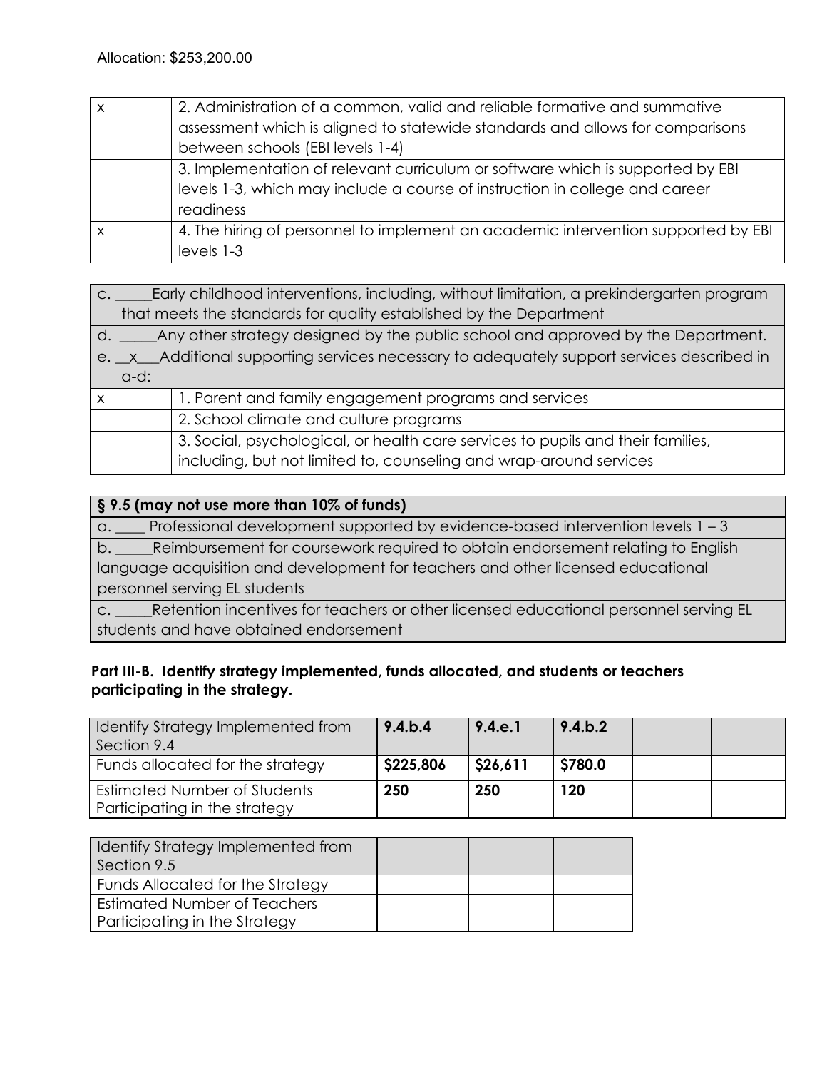Allocation: $253,200.00

| | |
|---|---|
| x | 2. Administration of a common, valid and reliable formative and summative assessment which is aligned to statewide standards and allows for comparisons between schools (EBI levels 1-4) |
| | 3. Implementation of relevant curriculum or software which is supported by EBI levels 1-3, which may include a course of instruction in college and career readiness |
| x | 4. The hiring of personnel to implement an academic intervention supported by EBI levels 1-3 |

| | |
|---|---|
| c. _____Early childhood interventions, including, without limitation, a prekindergarten program that meets the standards for quality established by the Department | |
| d. _____Any other strategy designed by the public school and approved by the Department. | |
| e. __x___Additional supporting services necessary to adequately support services described in a-d: | |
| x | 1. Parent and family engagement programs and services |
| | 2. School climate and culture programs |
| | 3. Social, psychological, or health care services to pupils and their families, including, but not limited to, counseling and wrap-around services |

| **§ 9.5 (may not use more than 10% of funds)** |
|---|
| a. ____ Professional development supported by evidence-based intervention levels 1 – 3 |
| b. _____Reimbursement for coursework required to obtain endorsement relating to English language acquisition and development for teachers and other licensed educational personnel serving EL students |
| c. _____Retention incentives for teachers or other licensed educational personnel serving EL students and have obtained endorsement |

**Part III-B. Identify strategy implemented, funds allocated, and students or teachers participating in the strategy.**

| Identify Strategy Implemented from Section 9.4 | **9.4.b.4** | **9.4.e.1** | **9.4.b.2** | | |
|---|---|---|---|---|---|
| Funds allocated for the strategy | **$225,806** | **$26,611** | **$780.0** | | |
| Estimated Number of Students Participating in the strategy | **250** | **250** | **120** | | |

| Identify Strategy Implemented from Section 9.5 | | | |
|---|---|---|---|
| Funds Allocated for the Strategy | | | |
| Estimated Number of Teachers Participating in the Strategy | | | |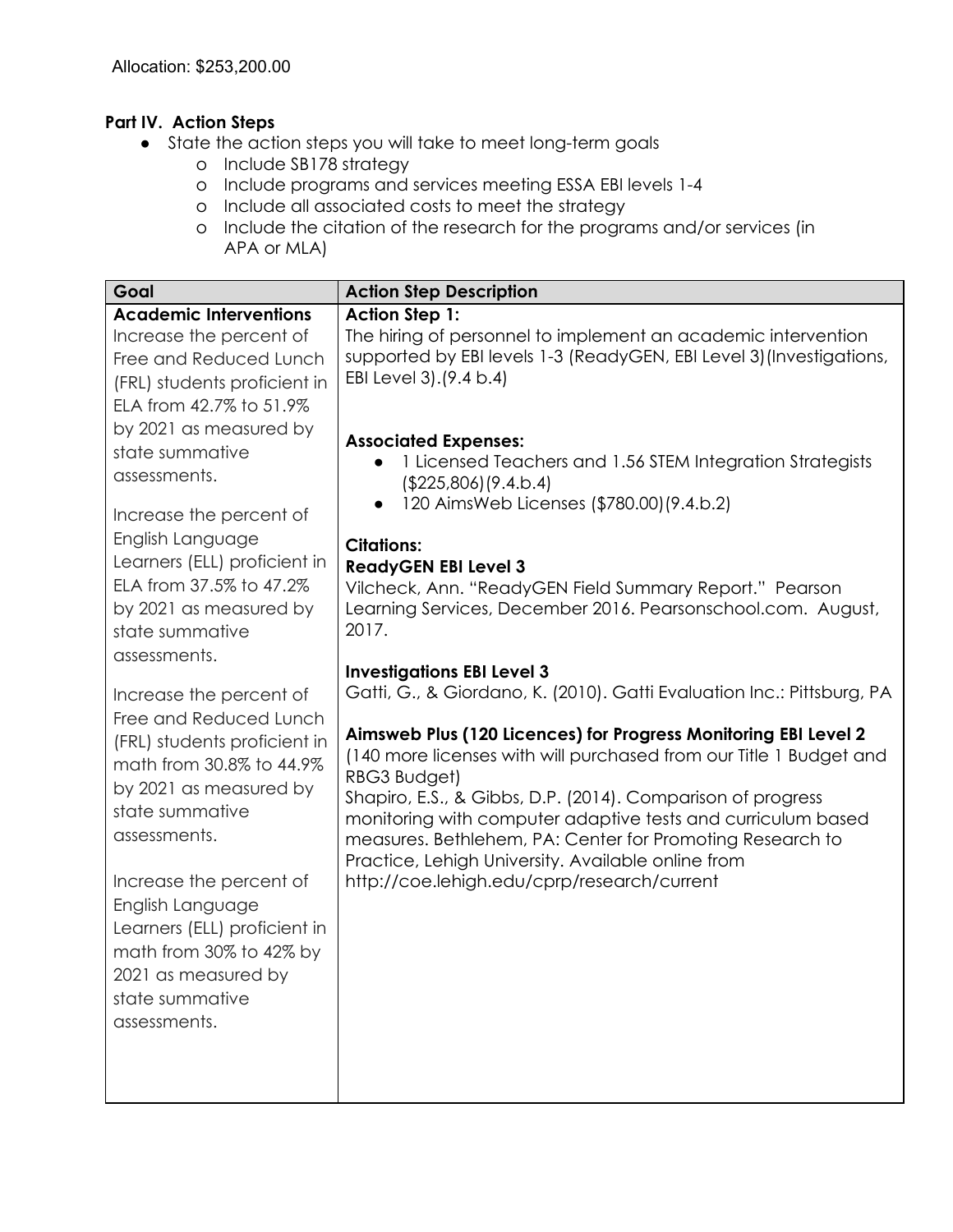Allocation: $253,200.00

**Part IV. Action Steps**

- State the action steps you will take to meet long-term goals
  - Include SB178 strategy
  - Include programs and services meeting ESSA EBI levels 1-4
  - Include all associated costs to meet the strategy
  - Include the citation of the research for the programs and/or services (in APA or MLA)

| Goal | Action Step Description |
|---|---|
| **Academic Interventions**<br>Increase the percent of Free and Reduced Lunch (FRL) students proficient in ELA from 42.7% to 51.9% by 2021 as measured by state summative assessments.<br><br>Increase the percent of English Language Learners (ELL) proficient in ELA from 37.5% to 47.2% by 2021 as measured by state summative assessments.<br><br>Increase the percent of Free and Reduced Lunch (FRL) students proficient in math from 30.8% to 44.9% by 2021 as measured by state summative assessments.<br><br>Increase the percent of English Language Learners (ELL) proficient in math from 30% to 42% by 2021 as measured by state summative assessments. | **Action Step 1:**<br>The hiring of personnel to implement an academic intervention supported by EBI levels 1-3 (ReadyGEN, EBI Level 3)(Investigations, EBI Level 3).(9.4 b.4)<br><br>**Associated Expenses:**<br>● 1 Licensed Teachers and 1.56 STEM Integration Strategists ($225,806)(9.4.b.4)<br>● 120 AimsWeb Licenses ($780.00)(9.4.b.2)<br><br>**Citations:**<br>**ReadyGEN EBI Level 3**<br>Vilcheck, Ann. "ReadyGEN Field Summary Report." Pearson Learning Services, December 2016. Pearsonschool.com. August, 2017.<br><br>**Investigations EBI Level 3**<br>Gatti, G., & Giordano, K. (2010). Gatti Evaluation Inc.: Pittsburg, PA<br><br>**Aimsweb Plus (120 Licences) for Progress Monitoring EBI Level 2**<br>(140 more licenses with will purchased from our Title 1 Budget and RBG3 Budget)<br>Shapiro, E.S., & Gibbs, D.P. (2014). Comparison of progress monitoring with computer adaptive tests and curriculum based measures. Bethlehem, PA: Center for Promoting Research to Practice, Lehigh University. Available online from http://coe.lehigh.edu/cprp/research/current |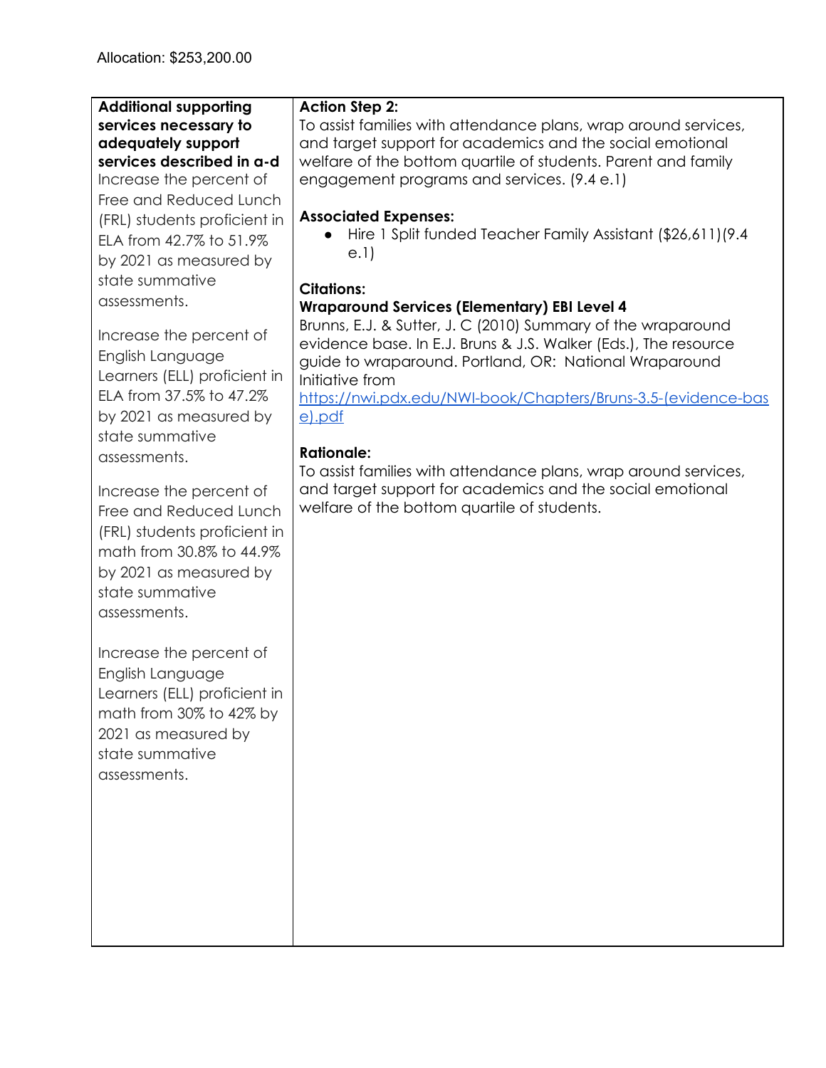Allocation: $253,200.00

| **Additional supporting services necessary to adequately support services described in a-d** | **Action Step 2:** |
|---|---|
| Increase the percent of Free and Reduced Lunch (FRL) students proficient in ELA from 42.7% to 51.9% by 2021 as measured by state summative assessments.<br><br>Increase the percent of English Language Learners (ELL) proficient in ELA from 37.5% to 47.2% by 2021 as measured by state summative assessments.<br><br>Increase the percent of Free and Reduced Lunch (FRL) students proficient in math from 30.8% to 44.9% by 2021 as measured by state summative assessments.<br><br>Increase the percent of English Language Learners (ELL) proficient in math from 30% to 42% by 2021 as measured by state summative assessments. | To assist families with attendance plans, wrap around services, and target support for academics and the social emotional welfare of the bottom quartile of students. Parent and family engagement programs and services. (9.4 e.1)<br><br>**Associated Expenses:**<br>• Hire 1 Split funded Teacher Family Assistant ($26,611)(9.4 e.1)<br><br>**Citations:**<br>**Wraparound Services (Elementary) EBI Level 4**<br>Brunns, E.J. & Sutter, J. C (2010) Summary of the wraparound evidence base. In E.J. Bruns & J.S. Walker (Eds.), The resource guide to wraparound. Portland, OR: National Wraparound Initiative from https://nwi.pdx.edu/NWI-book/Chapters/Bruns-3.5-(evidence-base).pdf<br><br>**Rationale:**<br>To assist families with attendance plans, wrap around services, and target support for academics and the social emotional welfare of the bottom quartile of students. |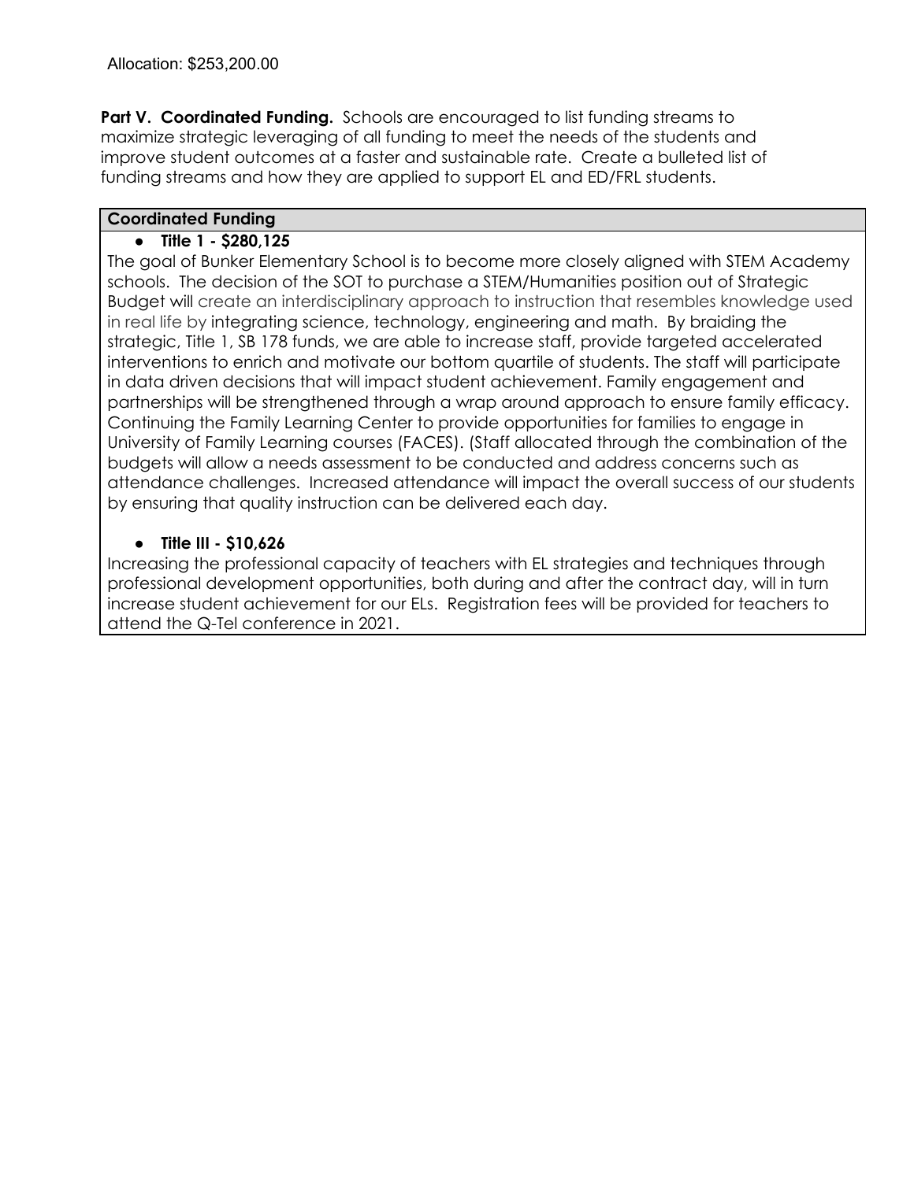Allocation: $253,200.00

**Part V. Coordinated Funding.** Schools are encouraged to list funding streams to maximize strategic leveraging of all funding to meet the needs of the students and improve student outcomes at a faster and sustainable rate. Create a bulleted list of funding streams and how they are applied to support EL and ED/FRL students.

| **Coordinated Funding** |
| --- |
| • **Title 1 - $280,125**<br>The goal of Bunker Elementary School is to become more closely aligned with STEM Academy schools. The decision of the SOT to purchase a STEM/Humanities position out of Strategic Budget will create an interdisciplinary approach to instruction that resembles knowledge used in real life by integrating science, technology, engineering and math. By braiding the strategic, Title 1, SB 178 funds, we are able to increase staff, provide targeted accelerated interventions to enrich and motivate our bottom quartile of students. The staff will participate in data driven decisions that will impact student achievement. Family engagement and partnerships will be strengthened through a wrap around approach to ensure family efficacy. Continuing the Family Learning Center to provide opportunities for families to engage in University of Family Learning courses (FACES). (Staff allocated through the combination of the budgets will allow a needs assessment to be conducted and address concerns such as attendance challenges. Increased attendance will impact the overall success of our students by ensuring that quality instruction can be delivered each day.<br><br>• **Title III - $10,626**<br>Increasing the professional capacity of teachers with EL strategies and techniques through professional development opportunities, both during and after the contract day, will in turn increase student achievement for our ELs. Registration fees will be provided for teachers to attend the Q-Tel conference in 2021. |